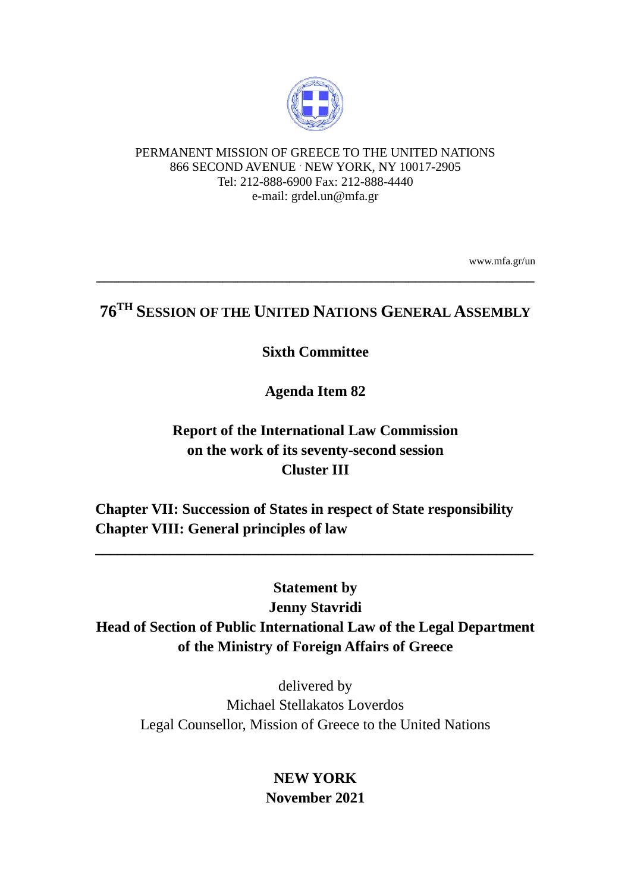PERMANENT MISSION OF GREECE TO THE UNITED NATIONS
866 SECOND AVENUE · NEW YORK, NY 10017-2905
Tel: 212-888-6900 Fax: 212-888-4440
e-mail: grdel.un@mfa.gr

www.mfa.gr/un

---

# 76TH SESSION OF THE UNITED NATIONS GENERAL ASSEMBLY

**Sixth Committee**

**Agenda Item 82**

**Report of the International Law Commission on the work of its seventy-second session Cluster III**

**Chapter VII: Succession of States in respect of State responsibility**
**Chapter VIII: General principles of law**

---

**Statement by**
**Jenny Stavridi**
**Head of Section of Public International Law of the Legal Department of the Ministry of Foreign Affairs of Greece**

delivered by
Michael Stellakatos Loverdos
Legal Counsellor, Mission of Greece to the United Nations

**NEW YORK**
**November 2021**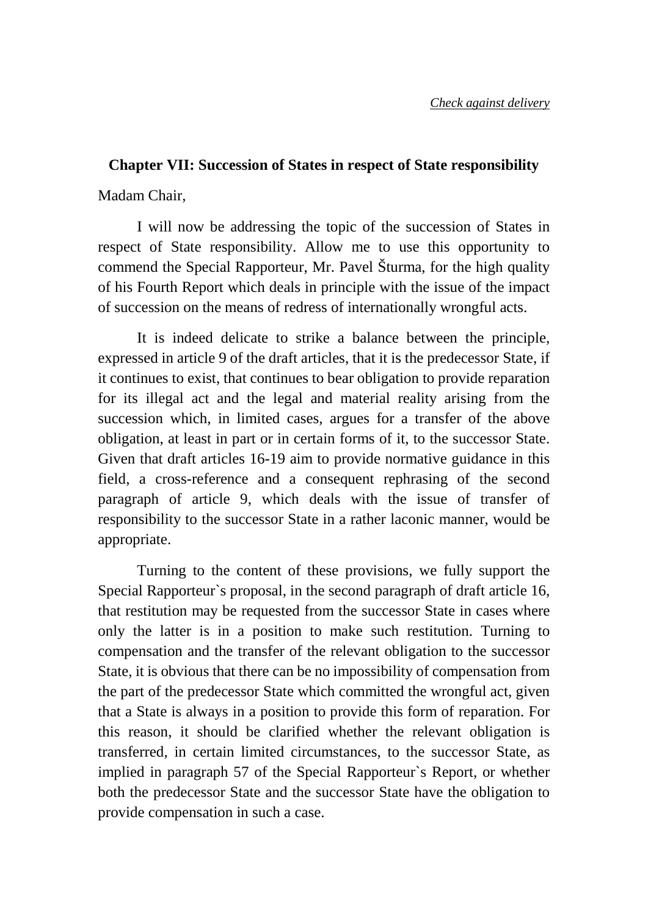*Check against delivery*

**Chapter VII: Succession of States in respect of State responsibility**

Madam Chair,

I will now be addressing the topic of the succession of States in respect of State responsibility. Allow me to use this opportunity to commend the Special Rapporteur, Mr. Pavel Šturma, for the high quality of his Fourth Report which deals in principle with the issue of the impact of succession on the means of redress of internationally wrongful acts.

It is indeed delicate to strike a balance between the principle, expressed in article 9 of the draft articles, that it is the predecessor State, if it continues to exist, that continues to bear obligation to provide reparation for its illegal act and the legal and material reality arising from the succession which, in limited cases, argues for a transfer of the above obligation, at least in part or in certain forms of it, to the successor State. Given that draft articles 16-19 aim to provide normative guidance in this field, a cross-reference and a consequent rephrasing of the second paragraph of article 9, which deals with the issue of transfer of responsibility to the successor State in a rather laconic manner, would be appropriate.

Turning to the content of these provisions, we fully support the Special Rapporteur`s proposal, in the second paragraph of draft article 16, that restitution may be requested from the successor State in cases where only the latter is in a position to make such restitution. Turning to compensation and the transfer of the relevant obligation to the successor State, it is obvious that there can be no impossibility of compensation from the part of the predecessor State which committed the wrongful act, given that a State is always in a position to provide this form of reparation. For this reason, it should be clarified whether the relevant obligation is transferred, in certain limited circumstances, to the successor State, as implied in paragraph 57 of the Special Rapporteur`s Report, or whether both the predecessor State and the successor State have the obligation to provide compensation in such a case.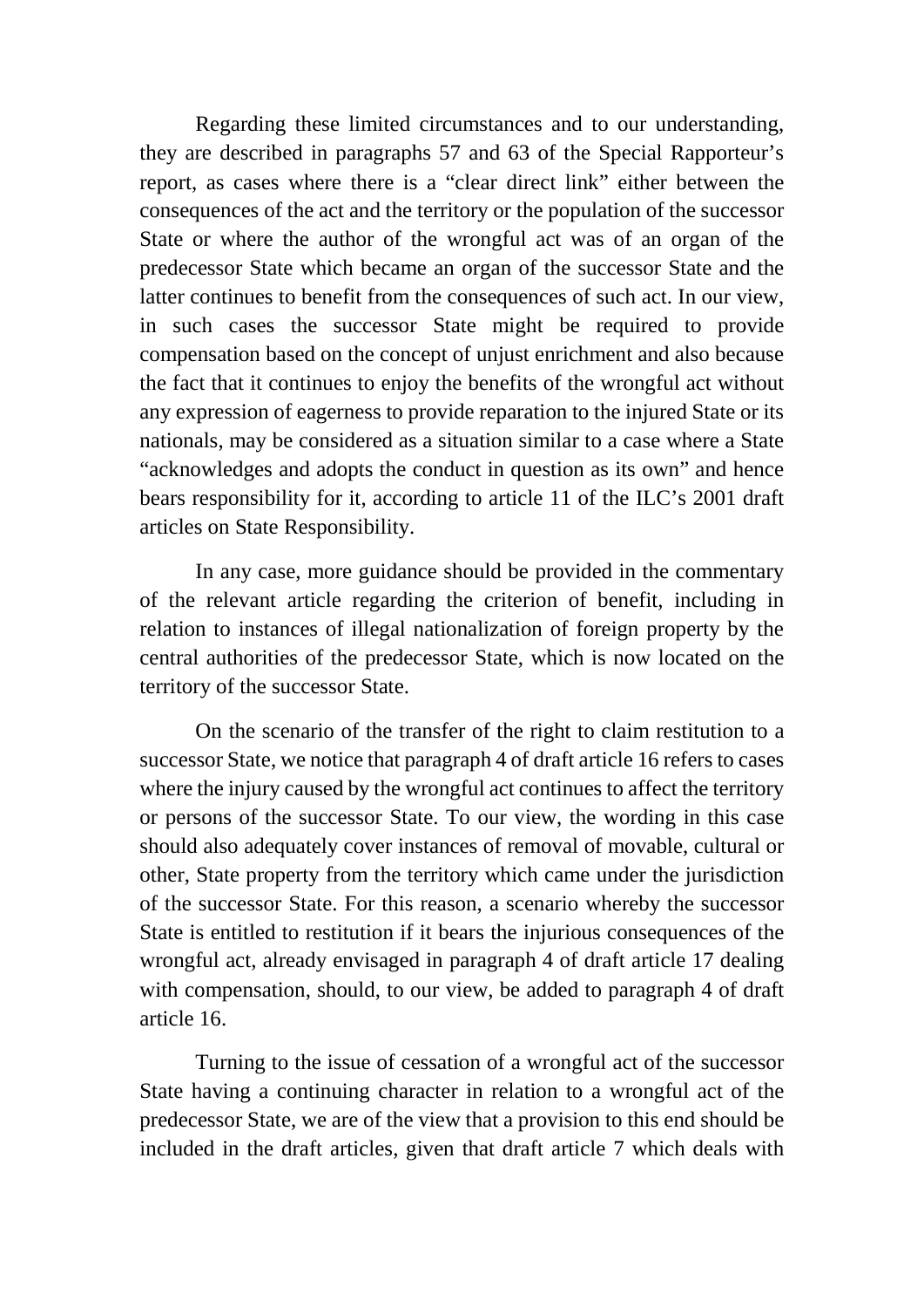Regarding these limited circumstances and to our understanding, they are described in paragraphs 57 and 63 of the Special Rapporteur's report, as cases where there is a "clear direct link" either between the consequences of the act and the territory or the population of the successor State or where the author of the wrongful act was of an organ of the predecessor State which became an organ of the successor State and the latter continues to benefit from the consequences of such act. In our view, in such cases the successor State might be required to provide compensation based on the concept of unjust enrichment and also because the fact that it continues to enjoy the benefits of the wrongful act without any expression of eagerness to provide reparation to the injured State or its nationals, may be considered as a situation similar to a case where a State "acknowledges and adopts the conduct in question as its own" and hence bears responsibility for it, according to article 11 of the ILC's 2001 draft articles on State Responsibility.

In any case, more guidance should be provided in the commentary of the relevant article regarding the criterion of benefit, including in relation to instances of illegal nationalization of foreign property by the central authorities of the predecessor State, which is now located on the territory of the successor State.

On the scenario of the transfer of the right to claim restitution to a successor State, we notice that paragraph 4 of draft article 16 refers to cases where the injury caused by the wrongful act continues to affect the territory or persons of the successor State. To our view, the wording in this case should also adequately cover instances of removal of movable, cultural or other, State property from the territory which came under the jurisdiction of the successor State. For this reason, a scenario whereby the successor State is entitled to restitution if it bears the injurious consequences of the wrongful act, already envisaged in paragraph 4 of draft article 17 dealing with compensation, should, to our view, be added to paragraph 4 of draft article 16.

Turning to the issue of cessation of a wrongful act of the successor State having a continuing character in relation to a wrongful act of the predecessor State, we are of the view that a provision to this end should be included in the draft articles, given that draft article 7 which deals with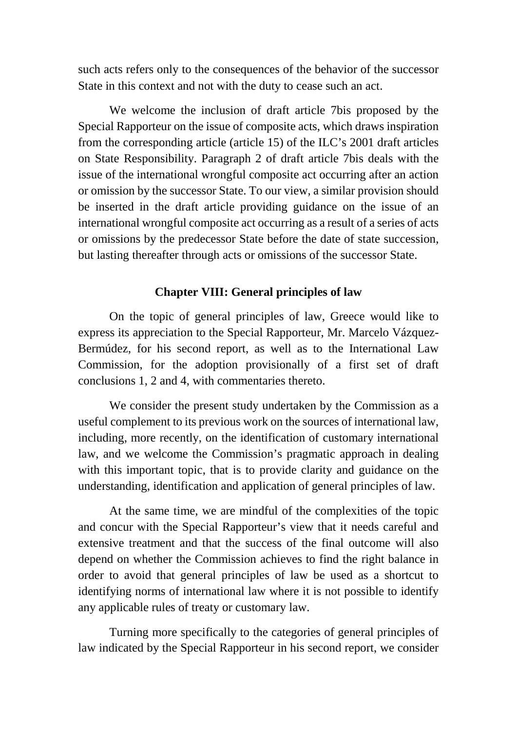such acts refers only to the consequences of the behavior of the successor State in this context and not with the duty to cease such an act.

We welcome the inclusion of draft article 7bis proposed by the Special Rapporteur on the issue of composite acts, which draws inspiration from the corresponding article (article 15) of the ILC's 2001 draft articles on State Responsibility. Paragraph 2 of draft article 7bis deals with the issue of the international wrongful composite act occurring after an action or omission by the successor State. To our view, a similar provision should be inserted in the draft article providing guidance on the issue of an international wrongful composite act occurring as a result of a series of acts or omissions by the predecessor State before the date of state succession, but lasting thereafter through acts or omissions of the successor State.

## Chapter VIII: General principles of law

On the topic of general principles of law, Greece would like to express its appreciation to the Special Rapporteur, Mr. Marcelo Vázquez-Bermúdez, for his second report, as well as to the International Law Commission, for the adoption provisionally of a first set of draft conclusions 1, 2 and 4, with commentaries thereto.

We consider the present study undertaken by the Commission as a useful complement to its previous work on the sources of international law, including, more recently, on the identification of customary international law, and we welcome the Commission's pragmatic approach in dealing with this important topic, that is to provide clarity and guidance on the understanding, identification and application of general principles of law.

At the same time, we are mindful of the complexities of the topic and concur with the Special Rapporteur's view that it needs careful and extensive treatment and that the success of the final outcome will also depend on whether the Commission achieves to find the right balance in order to avoid that general principles of law be used as a shortcut to identifying norms of international law where it is not possible to identify any applicable rules of treaty or customary law.

Turning more specifically to the categories of general principles of law indicated by the Special Rapporteur in his second report, we consider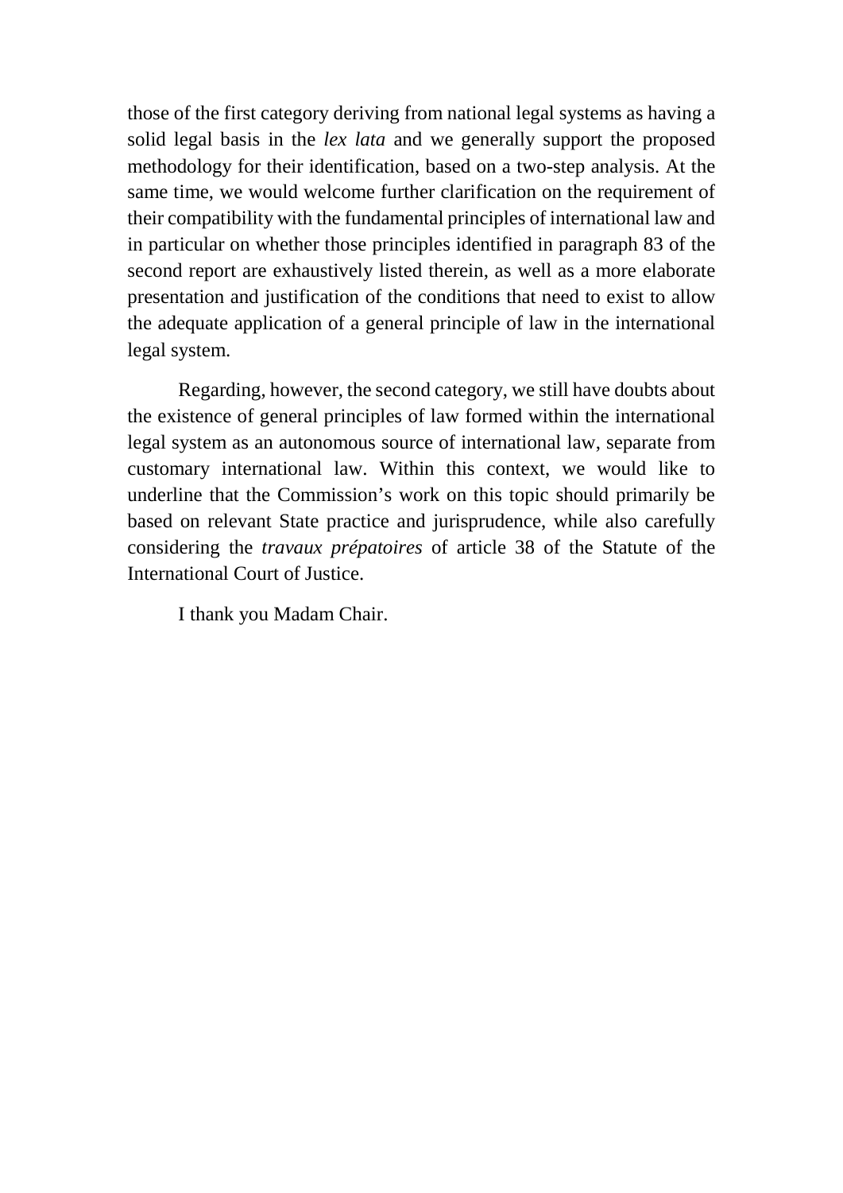those of the first category deriving from national legal systems as having a solid legal basis in the *lex lata* and we generally support the proposed methodology for their identification, based on a two-step analysis. At the same time, we would welcome further clarification on the requirement of their compatibility with the fundamental principles of international law and in particular on whether those principles identified in paragraph 83 of the second report are exhaustively listed therein, as well as a more elaborate presentation and justification of the conditions that need to exist to allow the adequate application of a general principle of law in the international legal system.

Regarding, however, the second category, we still have doubts about the existence of general principles of law formed within the international legal system as an autonomous source of international law, separate from customary international law. Within this context, we would like to underline that the Commission's work on this topic should primarily be based on relevant State practice and jurisprudence, while also carefully considering the *travaux prépatoires* of article 38 of the Statute of the International Court of Justice.

I thank you Madam Chair.